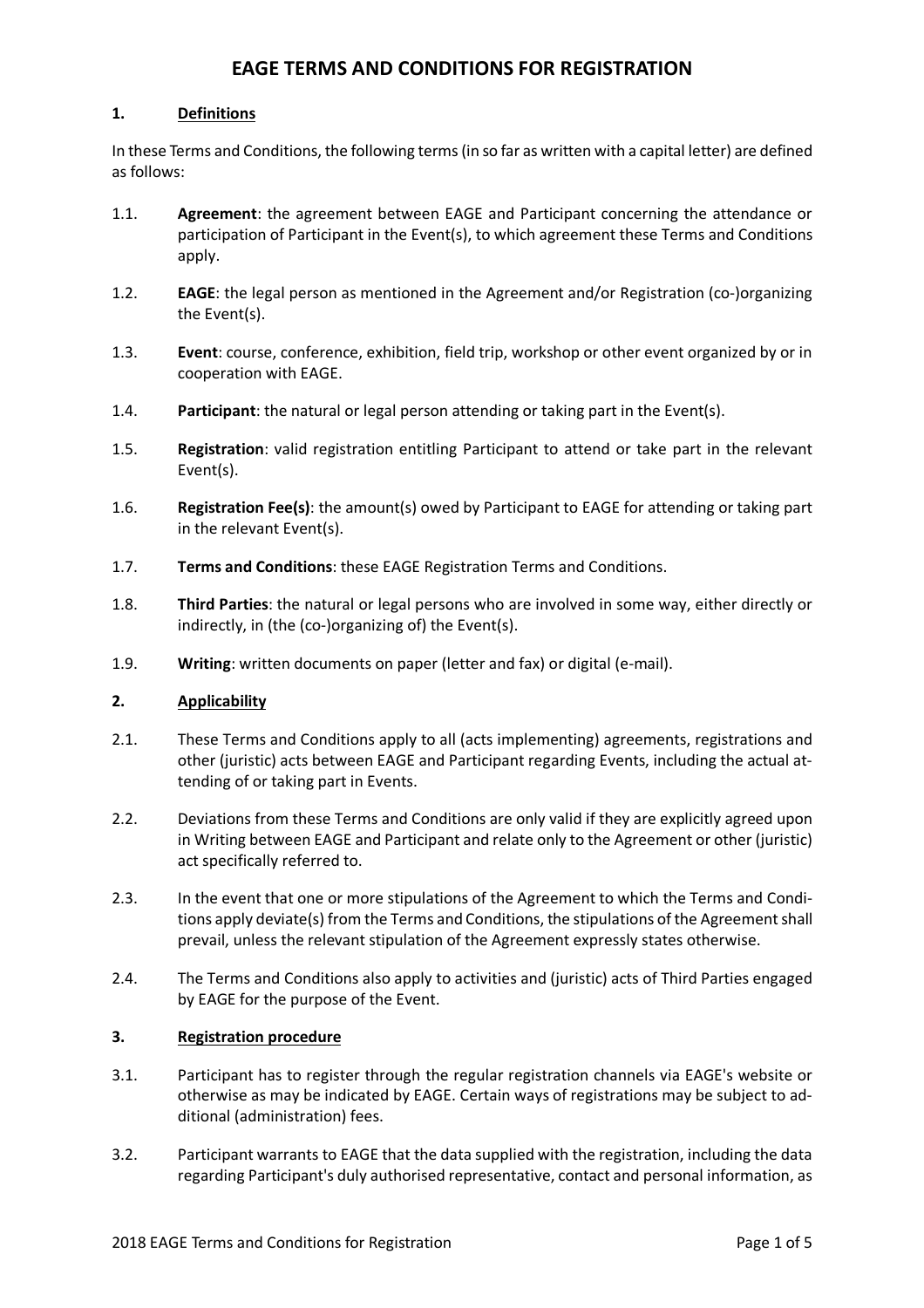# EAGE TERMS AND CONDITIONS FOR REGISTRATION

## 1. Definitions

In these Terms and Conditions, the following terms (in so far as written with a capital letter) are defined as follows:

1.1. **Agreement**: the agreement between EAGE and Participant concerning the attendance or participation of Participant in the Event(s), to which agreement these Terms and Conditions apply.

1.2. **EAGE**: the legal person as mentioned in the Agreement and/or Registration (co-)organizing the Event(s).

1.3. **Event**: course, conference, exhibition, field trip, workshop or other event organized by or in cooperation with EAGE.

1.4. **Participant**: the natural or legal person attending or taking part in the Event(s).

1.5. **Registration**: valid registration entitling Participant to attend or take part in the relevant Event(s).

1.6. **Registration Fee(s)**: the amount(s) owed by Participant to EAGE for attending or taking part in the relevant Event(s).

1.7. **Terms and Conditions**: these EAGE Registration Terms and Conditions.

1.8. **Third Parties**: the natural or legal persons who are involved in some way, either directly or indirectly, in (the (co-)organizing of) the Event(s).

1.9. **Writing**: written documents on paper (letter and fax) or digital (e-mail).

## 2. Applicability

2.1. These Terms and Conditions apply to all (acts implementing) agreements, registrations and other (juristic) acts between EAGE and Participant regarding Events, including the actual attending of or taking part in Events.

2.2. Deviations from these Terms and Conditions are only valid if they are explicitly agreed upon in Writing between EAGE and Participant and relate only to the Agreement or other (juristic) act specifically referred to.

2.3. In the event that one or more stipulations of the Agreement to which the Terms and Conditions apply deviate(s) from the Terms and Conditions, the stipulations of the Agreement shall prevail, unless the relevant stipulation of the Agreement expressly states otherwise.

2.4. The Terms and Conditions also apply to activities and (juristic) acts of Third Parties engaged by EAGE for the purpose of the Event.

## 3. Registration procedure

3.1. Participant has to register through the regular registration channels via EAGE's website or otherwise as may be indicated by EAGE. Certain ways of registrations may be subject to additional (administration) fees.

3.2. Participant warrants to EAGE that the data supplied with the registration, including the data regarding Participant's duly authorised representative, contact and personal information, as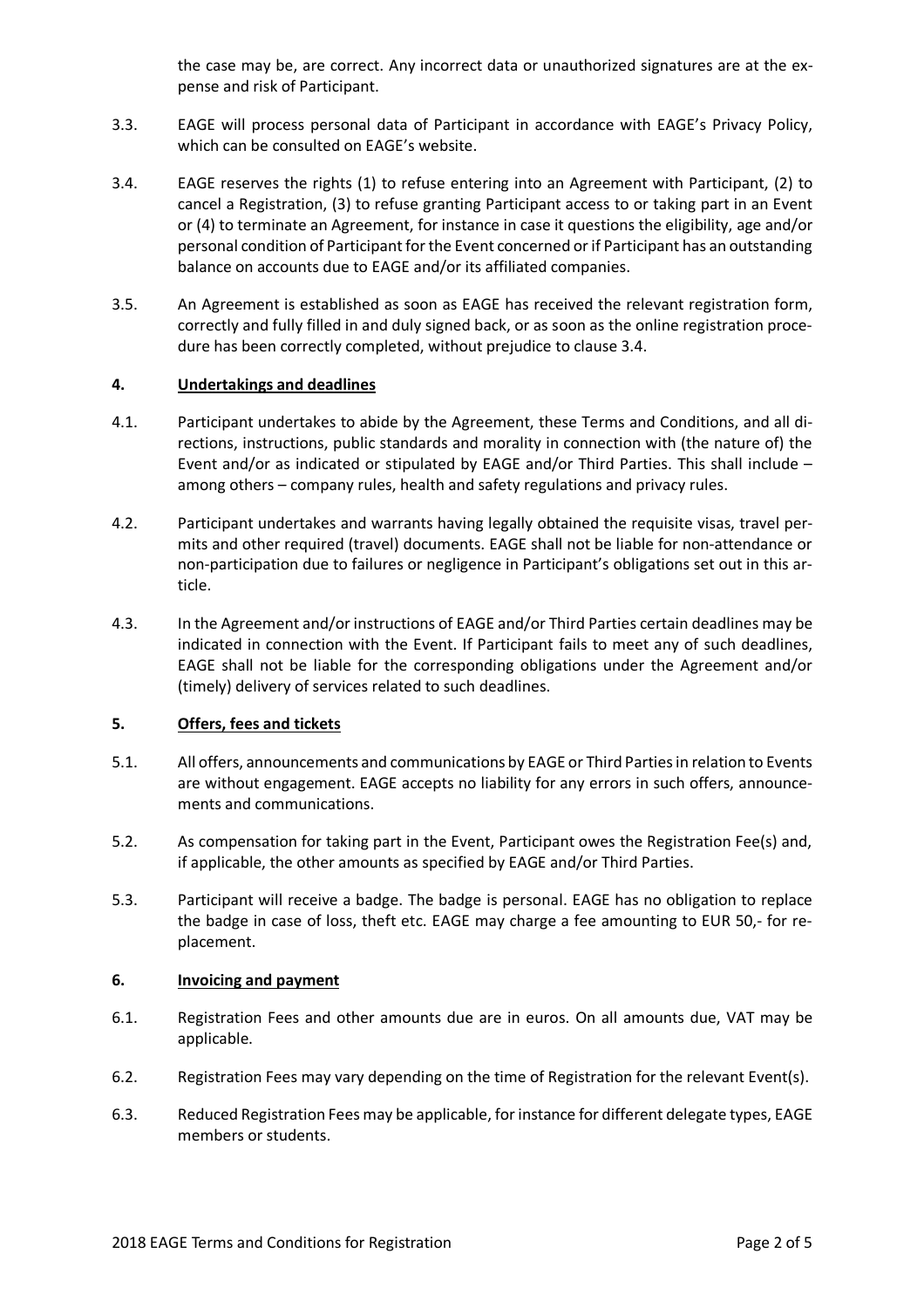the case may be, are correct. Any incorrect data or unauthorized signatures are at the expense and risk of Participant.

3.3. EAGE will process personal data of Participant in accordance with EAGE's Privacy Policy, which can be consulted on EAGE's website.

3.4. EAGE reserves the rights (1) to refuse entering into an Agreement with Participant, (2) to cancel a Registration, (3) to refuse granting Participant access to or taking part in an Event or (4) to terminate an Agreement, for instance in case it questions the eligibility, age and/or personal condition of Participant for the Event concerned or if Participant has an outstanding balance on accounts due to EAGE and/or its affiliated companies.

3.5. An Agreement is established as soon as EAGE has received the relevant registration form, correctly and fully filled in and duly signed back, or as soon as the online registration procedure has been correctly completed, without prejudice to clause 3.4.

## 4. Undertakings and deadlines

4.1. Participant undertakes to abide by the Agreement, these Terms and Conditions, and all directions, instructions, public standards and morality in connection with (the nature of) the Event and/or as indicated or stipulated by EAGE and/or Third Parties. This shall include – among others – company rules, health and safety regulations and privacy rules.

4.2. Participant undertakes and warrants having legally obtained the requisite visas, travel permits and other required (travel) documents. EAGE shall not be liable for non-attendance or non-participation due to failures or negligence in Participant's obligations set out in this article.

4.3. In the Agreement and/or instructions of EAGE and/or Third Parties certain deadlines may be indicated in connection with the Event. If Participant fails to meet any of such deadlines, EAGE shall not be liable for the corresponding obligations under the Agreement and/or (timely) delivery of services related to such deadlines.

## 5. Offers, fees and tickets

5.1. All offers, announcements and communications by EAGE or Third Parties in relation to Events are without engagement. EAGE accepts no liability for any errors in such offers, announcements and communications.

5.2. As compensation for taking part in the Event, Participant owes the Registration Fee(s) and, if applicable, the other amounts as specified by EAGE and/or Third Parties.

5.3. Participant will receive a badge. The badge is personal. EAGE has no obligation to replace the badge in case of loss, theft etc. EAGE may charge a fee amounting to EUR 50,- for replacement.

## 6. Invoicing and payment

6.1. Registration Fees and other amounts due are in euros. On all amounts due, VAT may be applicable.

6.2. Registration Fees may vary depending on the time of Registration for the relevant Event(s).

6.3. Reduced Registration Fees may be applicable, for instance for different delegate types, EAGE members or students.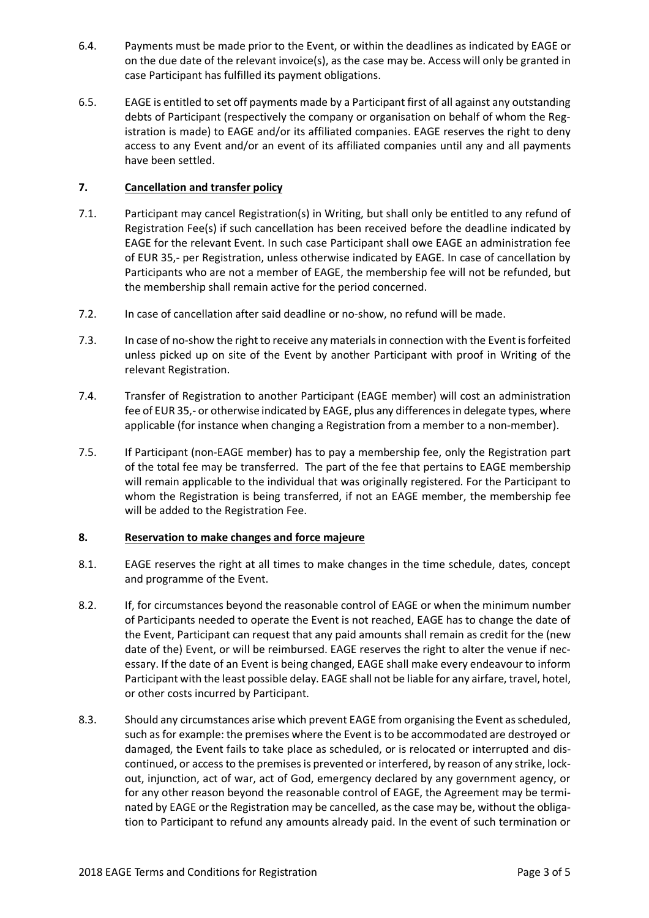6.4. Payments must be made prior to the Event, or within the deadlines as indicated by EAGE or on the due date of the relevant invoice(s), as the case may be. Access will only be granted in case Participant has fulfilled its payment obligations.

6.5. EAGE is entitled to set off payments made by a Participant first of all against any outstanding debts of Participant (respectively the company or organisation on behalf of whom the Registration is made) to EAGE and/or its affiliated companies. EAGE reserves the right to deny access to any Event and/or an event of its affiliated companies until any and all payments have been settled.

## 7. Cancellation and transfer policy

7.1. Participant may cancel Registration(s) in Writing, but shall only be entitled to any refund of Registration Fee(s) if such cancellation has been received before the deadline indicated by EAGE for the relevant Event. In such case Participant shall owe EAGE an administration fee of EUR 35,- per Registration, unless otherwise indicated by EAGE. In case of cancellation by Participants who are not a member of EAGE, the membership fee will not be refunded, but the membership shall remain active for the period concerned.

7.2. In case of cancellation after said deadline or no-show, no refund will be made.

7.3. In case of no-show the right to receive any materials in connection with the Event is forfeited unless picked up on site of the Event by another Participant with proof in Writing of the relevant Registration.

7.4. Transfer of Registration to another Participant (EAGE member) will cost an administration fee of EUR 35,- or otherwise indicated by EAGE, plus any differences in delegate types, where applicable (for instance when changing a Registration from a member to a non-member).

7.5. If Participant (non-EAGE member) has to pay a membership fee, only the Registration part of the total fee may be transferred. The part of the fee that pertains to EAGE membership will remain applicable to the individual that was originally registered. For the Participant to whom the Registration is being transferred, if not an EAGE member, the membership fee will be added to the Registration Fee.

## 8. Reservation to make changes and force majeure

8.1. EAGE reserves the right at all times to make changes in the time schedule, dates, concept and programme of the Event.

8.2. If, for circumstances beyond the reasonable control of EAGE or when the minimum number of Participants needed to operate the Event is not reached, EAGE has to change the date of the Event, Participant can request that any paid amounts shall remain as credit for the (new date of the) Event, or will be reimbursed. EAGE reserves the right to alter the venue if necessary. If the date of an Event is being changed, EAGE shall make every endeavour to inform Participant with the least possible delay. EAGE shall not be liable for any airfare, travel, hotel, or other costs incurred by Participant.

8.3. Should any circumstances arise which prevent EAGE from organising the Event as scheduled, such as for example: the premises where the Event is to be accommodated are destroyed or damaged, the Event fails to take place as scheduled, or is relocated or interrupted and discontinued, or access to the premises is prevented or interfered, by reason of any strike, lockout, injunction, act of war, act of God, emergency declared by any government agency, or for any other reason beyond the reasonable control of EAGE, the Agreement may be terminated by EAGE or the Registration may be cancelled, as the case may be, without the obligation to Participant to refund any amounts already paid. In the event of such termination or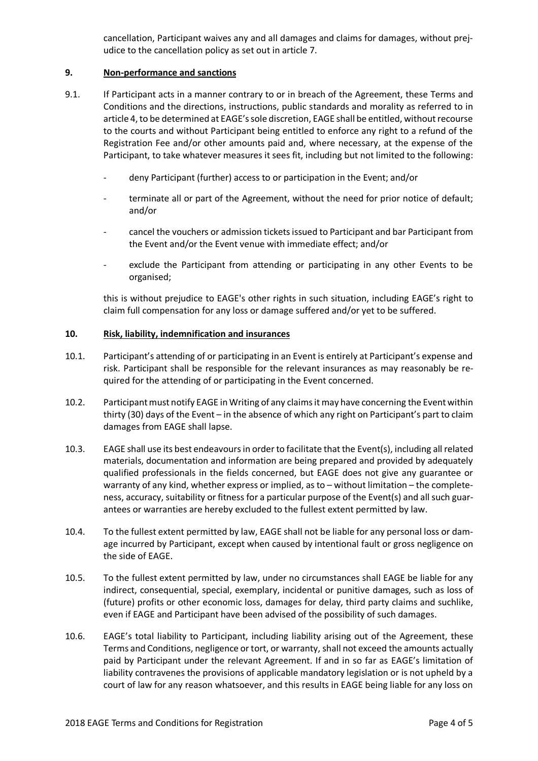cancellation, Participant waives any and all damages and claims for damages, without prejudice to the cancellation policy as set out in article 7.

## 9. Non-performance and sanctions

9.1. If Participant acts in a manner contrary to or in breach of the Agreement, these Terms and Conditions and the directions, instructions, public standards and morality as referred to in article 4, to be determined at EAGE's sole discretion, EAGE shall be entitled, without recourse to the courts and without Participant being entitled to enforce any right to a refund of the Registration Fee and/or other amounts paid and, where necessary, at the expense of the Participant, to take whatever measures it sees fit, including but not limited to the following:

- deny Participant (further) access to or participation in the Event; and/or
- terminate all or part of the Agreement, without the need for prior notice of default; and/or
- cancel the vouchers or admission tickets issued to Participant and bar Participant from the Event and/or the Event venue with immediate effect; and/or
- exclude the Participant from attending or participating in any other Events to be organised;

this is without prejudice to EAGE's other rights in such situation, including EAGE's right to claim full compensation for any loss or damage suffered and/or yet to be suffered.

## 10. Risk, liability, indemnification and insurances

10.1. Participant's attending of or participating in an Event is entirely at Participant's expense and risk. Participant shall be responsible for the relevant insurances as may reasonably be required for the attending of or participating in the Event concerned.

10.2. Participant must notify EAGE in Writing of any claims it may have concerning the Event within thirty (30) days of the Event – in the absence of which any right on Participant's part to claim damages from EAGE shall lapse.

10.3. EAGE shall use its best endeavours in order to facilitate that the Event(s), including all related materials, documentation and information are being prepared and provided by adequately qualified professionals in the fields concerned, but EAGE does not give any guarantee or warranty of any kind, whether express or implied, as to – without limitation – the completeness, accuracy, suitability or fitness for a particular purpose of the Event(s) and all such guarantees or warranties are hereby excluded to the fullest extent permitted by law.

10.4. To the fullest extent permitted by law, EAGE shall not be liable for any personal loss or damage incurred by Participant, except when caused by intentional fault or gross negligence on the side of EAGE.

10.5. To the fullest extent permitted by law, under no circumstances shall EAGE be liable for any indirect, consequential, special, exemplary, incidental or punitive damages, such as loss of (future) profits or other economic loss, damages for delay, third party claims and suchlike, even if EAGE and Participant have been advised of the possibility of such damages.

10.6. EAGE's total liability to Participant, including liability arising out of the Agreement, these Terms and Conditions, negligence or tort, or warranty, shall not exceed the amounts actually paid by Participant under the relevant Agreement. If and in so far as EAGE's limitation of liability contravenes the provisions of applicable mandatory legislation or is not upheld by a court of law for any reason whatsoever, and this results in EAGE being liable for any loss on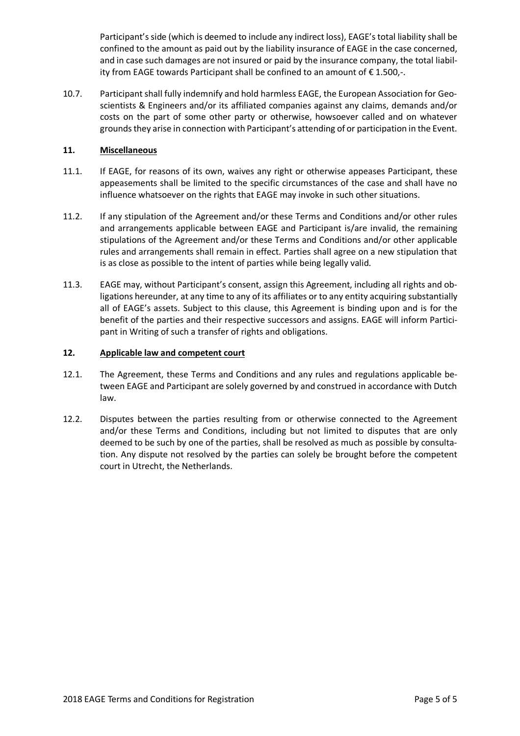Participant's side (which is deemed to include any indirect loss), EAGE's total liability shall be confined to the amount as paid out by the liability insurance of EAGE in the case concerned, and in case such damages are not insured or paid by the insurance company, the total liability from EAGE towards Participant shall be confined to an amount of € 1.500,-.

10.7. Participant shall fully indemnify and hold harmless EAGE, the European Association for Geoscientists & Engineers and/or its affiliated companies against any claims, demands and/or costs on the part of some other party or otherwise, howsoever called and on whatever grounds they arise in connection with Participant's attending of or participation in the Event.

## 11. Miscellaneous

11.1. If EAGE, for reasons of its own, waives any right or otherwise appeases Participant, these appeasements shall be limited to the specific circumstances of the case and shall have no influence whatsoever on the rights that EAGE may invoke in such other situations.

11.2. If any stipulation of the Agreement and/or these Terms and Conditions and/or other rules and arrangements applicable between EAGE and Participant is/are invalid, the remaining stipulations of the Agreement and/or these Terms and Conditions and/or other applicable rules and arrangements shall remain in effect. Parties shall agree on a new stipulation that is as close as possible to the intent of parties while being legally valid.

11.3. EAGE may, without Participant's consent, assign this Agreement, including all rights and obligations hereunder, at any time to any of its affiliates or to any entity acquiring substantially all of EAGE's assets. Subject to this clause, this Agreement is binding upon and is for the benefit of the parties and their respective successors and assigns. EAGE will inform Participant in Writing of such a transfer of rights and obligations.

## 12. Applicable law and competent court

12.1. The Agreement, these Terms and Conditions and any rules and regulations applicable between EAGE and Participant are solely governed by and construed in accordance with Dutch law.

12.2. Disputes between the parties resulting from or otherwise connected to the Agreement and/or these Terms and Conditions, including but not limited to disputes that are only deemed to be such by one of the parties, shall be resolved as much as possible by consultation. Any dispute not resolved by the parties can solely be brought before the competent court in Utrecht, the Netherlands.